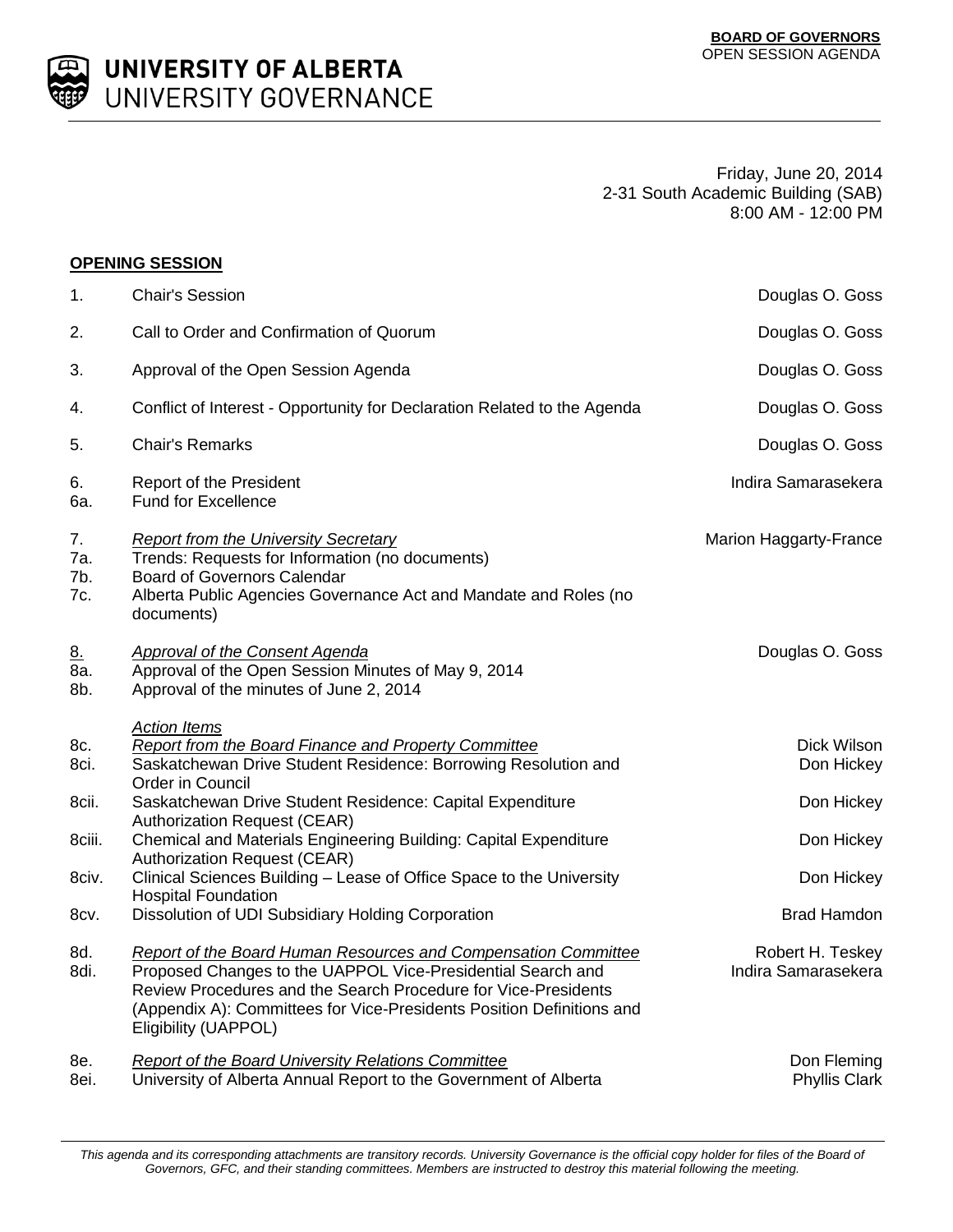**UNIVERSITY OF ALBERTA**
UNIVERSITY GOVERNANCE

**BOARD OF GOVERNORS**
OPEN SESSION AGENDA

Friday, June 20, 2014
2-31 South Academic Building (SAB)
8:00 AM - 12:00 PM

**OPENING SESSION**

| | | |
|---|---|---|
| 1. | Chair's Session | Douglas O. Goss |
| 2. | Call to Order and Confirmation of Quorum | Douglas O. Goss |
| 3. | Approval of the Open Session Agenda | Douglas O. Goss |
| 4. | Conflict of Interest - Opportunity for Declaration Related to the Agenda | Douglas O. Goss |
| 5. | Chair's Remarks | Douglas O. Goss |
| 6. | Report of the President | Indira Samarasekera |
| 6a. | Fund for Excellence | |
| 7. | *Report from the University Secretary* | Marion Haggarty-France |
| 7a. | Trends: Requests for Information (no documents) | |
| 7b. | Board of Governors Calendar | |
| 7c. | Alberta Public Agencies Governance Act and Mandate and Roles (no documents) | |
| 8. | *Approval of the Consent Agenda* | Douglas O. Goss |
| 8a. | Approval of the Open Session Minutes of May 9, 2014 | |
| 8b. | Approval of the minutes of June 2, 2014 | |
| | *Action Items* | |
| 8c. | *Report from the Board Finance and Property Committee* | Dick Wilson |
| 8ci. | Saskatchewan Drive Student Residence: Borrowing Resolution and Order in Council | Don Hickey |
| 8cii. | Saskatchewan Drive Student Residence: Capital Expenditure Authorization Request (CEAR) | Don Hickey |
| 8ciii. | Chemical and Materials Engineering Building: Capital Expenditure Authorization Request (CEAR) | Don Hickey |
| 8civ. | Clinical Sciences Building – Lease of Office Space to the University Hospital Foundation | Don Hickey |
| 8cv. | Dissolution of UDI Subsidiary Holding Corporation | Brad Hamdon |
| 8d. | *Report of the Board Human Resources and Compensation Committee* | Robert H. Teskey |
| 8di. | Proposed Changes to the UAPPOL Vice-Presidential Search and Review Procedures and the Search Procedure for Vice-Presidents (Appendix A): Committees for Vice-Presidents Position Definitions and Eligibility (UAPPOL) | Indira Samarasekera |
| 8e. | *Report of the Board University Relations Committee* | Don Fleming |
| 8ei. | University of Alberta Annual Report to the Government of Alberta | Phyllis Clark |

*This agenda and its corresponding attachments are transitory records. University Governance is the official copy holder for files of the Board of Governors, GFC, and their standing committees. Members are instructed to destroy this material following the meeting.*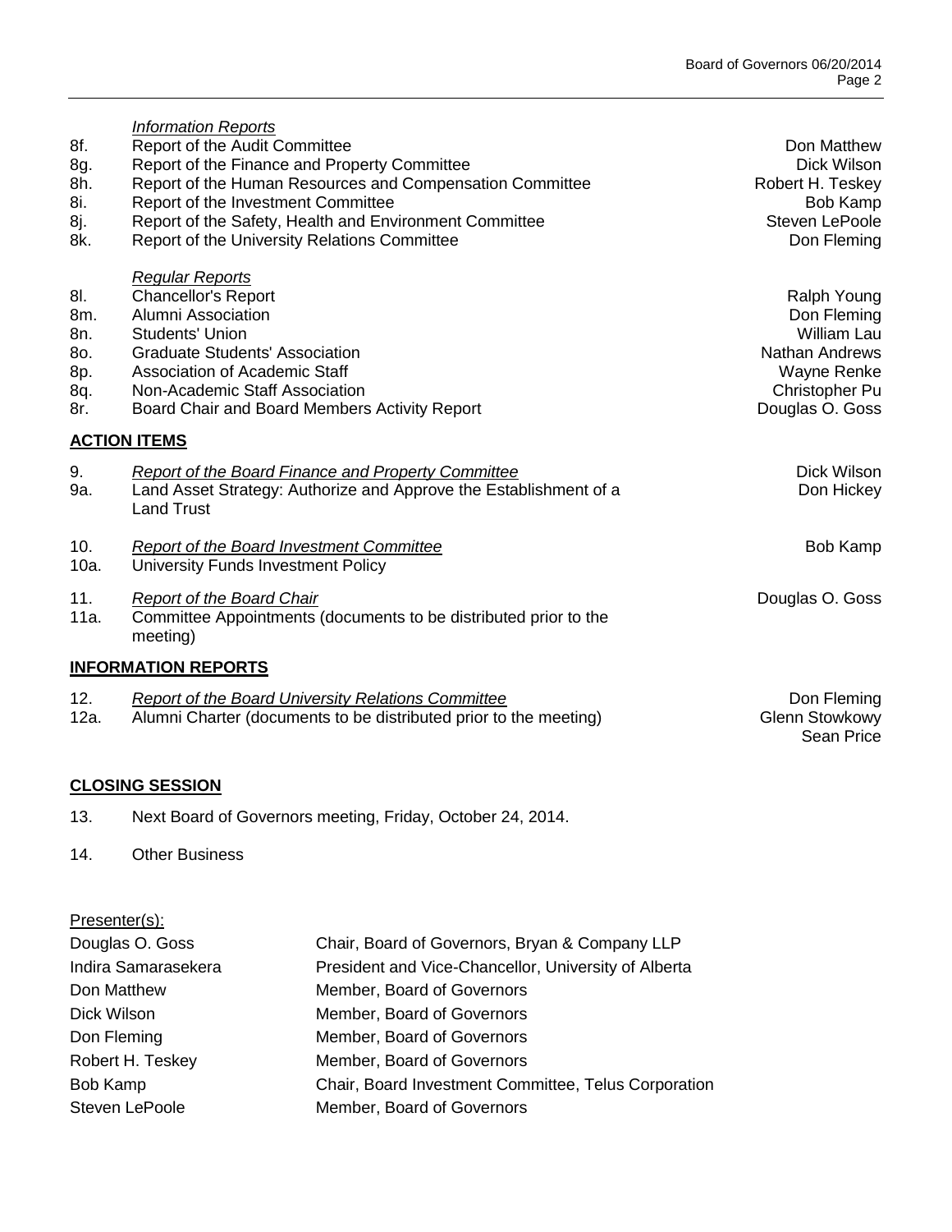*Information Reports*

| | | |
|---|---|---|
| 8f. | Report of the Audit Committee | Don Matthew |
| 8g. | Report of the Finance and Property Committee | Dick Wilson |
| 8h. | Report of the Human Resources and Compensation Committee | Robert H. Teskey |
| 8i. | Report of the Investment Committee | Bob Kamp |
| 8j. | Report of the Safety, Health and Environment Committee | Steven LePoole |
| 8k. | Report of the University Relations Committee | Don Fleming |

*Regular Reports*

| | | |
|---|---|---|
| 8l. | Chancellor's Report | Ralph Young |
| 8m. | Alumni Association | Don Fleming |
| 8n. | Students' Union | William Lau |
| 8o. | Graduate Students' Association | Nathan Andrews |
| 8p. | Association of Academic Staff | Wayne Renke |
| 8q. | Non-Academic Staff Association | Christopher Pu |
| 8r. | Board Chair and Board Members Activity Report | Douglas O. Goss |

**ACTION ITEMS**

| | | |
|---|---|---|
| 9. | *Report of the Board Finance and Property Committee* | Dick Wilson |
| 9a. | Land Asset Strategy: Authorize and Approve the Establishment of a Land Trust | Don Hickey |
| 10. | *Report of the Board Investment Committee* | Bob Kamp |
| 10a. | University Funds Investment Policy | |
| 11. | *Report of the Board Chair* | Douglas O. Goss |
| 11a. | Committee Appointments (documents to be distributed prior to the meeting) | |

**INFORMATION REPORTS**

| | | |
|---|---|---|
| 12. | *Report of the Board University Relations Committee* | Don Fleming |
| 12a. | Alumni Charter (documents to be distributed prior to the meeting) | Glenn Stowkowy<br>Sean Price |

**CLOSING SESSION**

13. Next Board of Governors meeting, Friday, October 24, 2014.

14. Other Business

Presenter(s):

| | |
|---|---|
| Douglas O. Goss | Chair, Board of Governors, Bryan & Company LLP |
| Indira Samarasekera | President and Vice-Chancellor, University of Alberta |
| Don Matthew | Member, Board of Governors |
| Dick Wilson | Member, Board of Governors |
| Don Fleming | Member, Board of Governors |
| Robert H. Teskey | Member, Board of Governors |
| Bob Kamp | Chair, Board Investment Committee, Telus Corporation |
| Steven LePoole | Member, Board of Governors |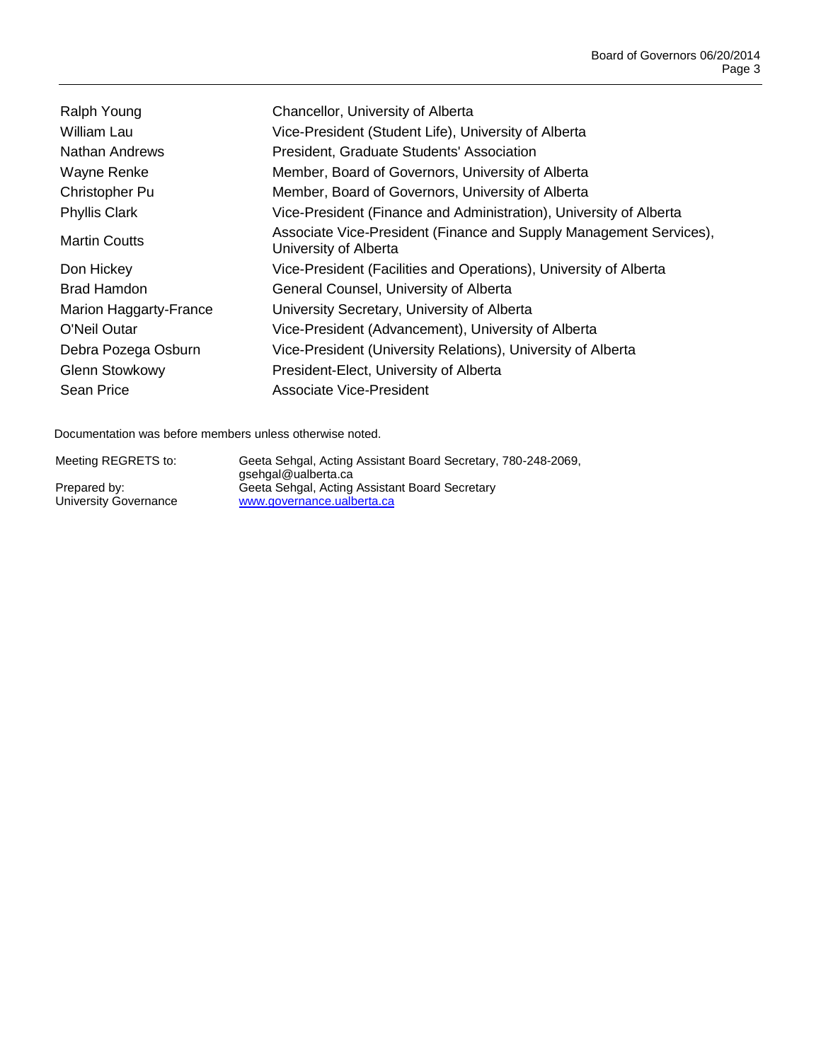| | |
|---|---|
| Ralph Young | Chancellor, University of Alberta |
| William Lau | Vice-President (Student Life), University of Alberta |
| Nathan Andrews | President, Graduate Students' Association |
| Wayne Renke | Member, Board of Governors, University of Alberta |
| Christopher Pu | Member, Board of Governors, University of Alberta |
| Phyllis Clark | Vice-President (Finance and Administration), University of Alberta |
| Martin Coutts | Associate Vice-President (Finance and Supply Management Services), University of Alberta |
| Don Hickey | Vice-President (Facilities and Operations), University of Alberta |
| Brad Hamdon | General Counsel, University of Alberta |
| Marion Haggarty-France | University Secretary, University of Alberta |
| O'Neil Outar | Vice-President (Advancement), University of Alberta |
| Debra Pozega Osburn | Vice-President (University Relations), University of Alberta |
| Glenn Stowkowy | President-Elect, University of Alberta |
| Sean Price | Associate Vice-President |

Documentation was before members unless otherwise noted.

| | |
|---|---|
| Meeting REGRETS to: | Geeta Sehgal, Acting Assistant Board Secretary, 780-248-2069, gsehgal@ualberta.ca |
| Prepared by: | Geeta Sehgal, Acting Assistant Board Secretary |
| University Governance | www.governance.ualberta.ca |